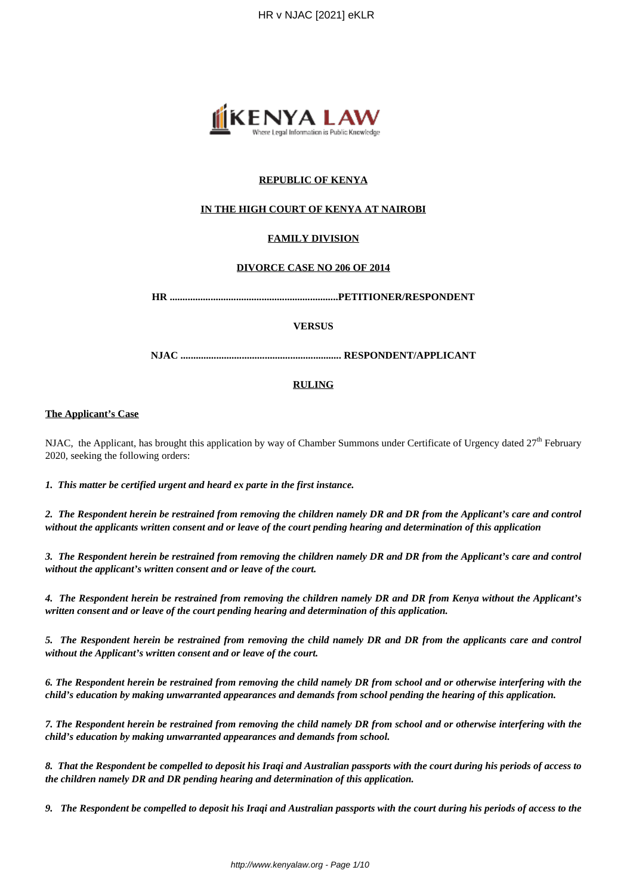**REPUBLIC OF KENYA**

**IN THE HIGH COURT OF KENYA AT NAIROBI**

**FAMILY DIVISION**

**DIVORCE CASE NO 206 OF 2014**

**HR .................................................................PETITIONER/RESPONDENT**

**VERSUS**

**NJAC .............................................................. RESPONDENT/APPLICANT**

**RULING**

**The Applicant's Case**

NJAC, the Applicant, has brought this application by way of Chamber Summons under Certificate of Urgency dated 27th February 2020, seeking the following orders:

***1. This matter be certified urgent and heard ex parte in the first instance.***

***2. The Respondent herein be restrained from removing the children namely DR and DR from the Applicant's care and control without the applicants written consent and or leave of the court pending hearing and determination of this application***

***3. The Respondent herein be restrained from removing the children namely DR and DR from the Applicant's care and control without the applicant's written consent and or leave of the court.***

***4. The Respondent herein be restrained from removing the children namely DR and DR from Kenya without the Applicant's written consent and or leave of the court pending hearing and determination of this application.***

***5. The Respondent herein be restrained from removing the child namely DR and DR from the applicants care and control without the Applicant's written consent and or leave of the court.***

***6. The Respondent herein be restrained from removing the child namely DR from school and or otherwise interfering with the child's education by making unwarranted appearances and demands from school pending the hearing of this application.***

***7. The Respondent herein be restrained from removing the child namely DR from school and or otherwise interfering with the child's education by making unwarranted appearances and demands from school.***

***8. That the Respondent be compelled to deposit his Iraqi and Australian passports with the court during his periods of access to the children namely DR and DR pending hearing and determination of this application.***

***9. The Respondent be compelled to deposit his Iraqi and Australian passports with the court during his periods of access to the***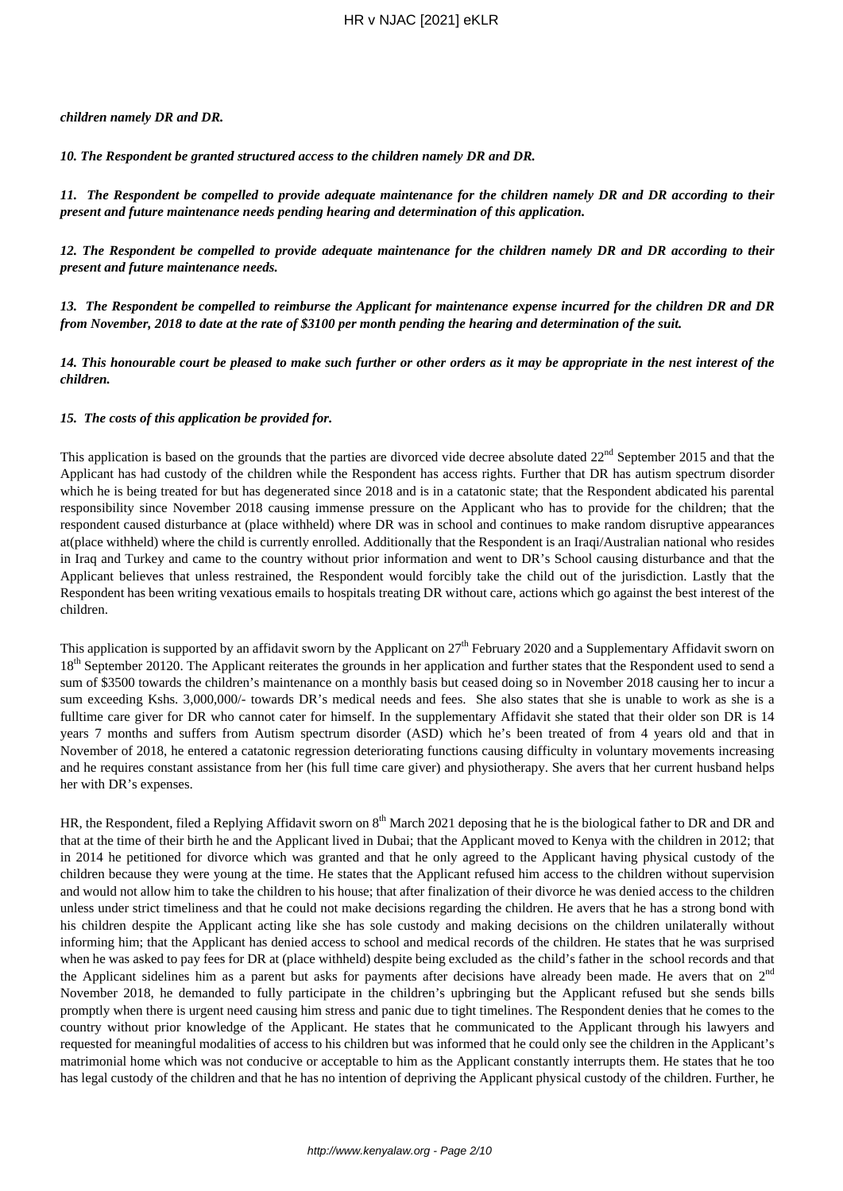***children namely DR and DR.***

***10. The Respondent be granted structured access to the children namely DR and DR.***

***11. The Respondent be compelled to provide adequate maintenance for the children namely DR and DR according to their present and future maintenance needs pending hearing and determination of this application.***

***12. The Respondent be compelled to provide adequate maintenance for the children namely DR and DR according to their present and future maintenance needs.***

***13. The Respondent be compelled to reimburse the Applicant for maintenance expense incurred for the children DR and DR from November, 2018 to date at the rate of $3100 per month pending the hearing and determination of the suit.***

***14. This honourable court be pleased to make such further or other orders as it may be appropriate in the nest interest of the children.***

***15. The costs of this application be provided for.***

This application is based on the grounds that the parties are divorced vide decree absolute dated 22nd September 2015 and that the Applicant has had custody of the children while the Respondent has access rights. Further that DR has autism spectrum disorder which he is being treated for but has degenerated since 2018 and is in a catatonic state; that the Respondent abdicated his parental responsibility since November 2018 causing immense pressure on the Applicant who has to provide for the children; that the respondent caused disturbance at (place withheld) where DR was in school and continues to make random disruptive appearances at(place withheld) where the child is currently enrolled. Additionally that the Respondent is an Iraqi/Australian national who resides in Iraq and Turkey and came to the country without prior information and went to DR's School causing disturbance and that the Applicant believes that unless restrained, the Respondent would forcibly take the child out of the jurisdiction. Lastly that the Respondent has been writing vexatious emails to hospitals treating DR without care, actions which go against the best interest of the children.

This application is supported by an affidavit sworn by the Applicant on 27th February 2020 and a Supplementary Affidavit sworn on 18th September 20120. The Applicant reiterates the grounds in her application and further states that the Respondent used to send a sum of $3500 towards the children's maintenance on a monthly basis but ceased doing so in November 2018 causing her to incur a sum exceeding Kshs. 3,000,000/- towards DR's medical needs and fees. She also states that she is unable to work as she is a fulltime care giver for DR who cannot cater for himself. In the supplementary Affidavit she stated that their older son DR is 14 years 7 months and suffers from Autism spectrum disorder (ASD) which he's been treated of from 4 years old and that in November of 2018, he entered a catatonic regression deteriorating functions causing difficulty in voluntary movements increasing and he requires constant assistance from her (his full time care giver) and physiotherapy. She avers that her current husband helps her with DR's expenses.

HR, the Respondent, filed a Replying Affidavit sworn on 8th March 2021 deposing that he is the biological father to DR and DR and that at the time of their birth he and the Applicant lived in Dubai; that the Applicant moved to Kenya with the children in 2012; that in 2014 he petitioned for divorce which was granted and that he only agreed to the Applicant having physical custody of the children because they were young at the time. He states that the Applicant refused him access to the children without supervision and would not allow him to take the children to his house; that after finalization of their divorce he was denied access to the children unless under strict timeliness and that he could not make decisions regarding the children. He avers that he has a strong bond with his children despite the Applicant acting like she has sole custody and making decisions on the children unilaterally without informing him; that the Applicant has denied access to school and medical records of the children. He states that he was surprised when he was asked to pay fees for DR at (place withheld) despite being excluded as the child's father in the school records and that the Applicant sidelines him as a parent but asks for payments after decisions have already been made. He avers that on 2nd November 2018, he demanded to fully participate in the children's upbringing but the Applicant refused but she sends bills promptly when there is urgent need causing him stress and panic due to tight timelines. The Respondent denies that he comes to the country without prior knowledge of the Applicant. He states that he communicated to the Applicant through his lawyers and requested for meaningful modalities of access to his children but was informed that he could only see the children in the Applicant's matrimonial home which was not conducive or acceptable to him as the Applicant constantly interrupts them. He states that he too has legal custody of the children and that he has no intention of depriving the Applicant physical custody of the children. Further, he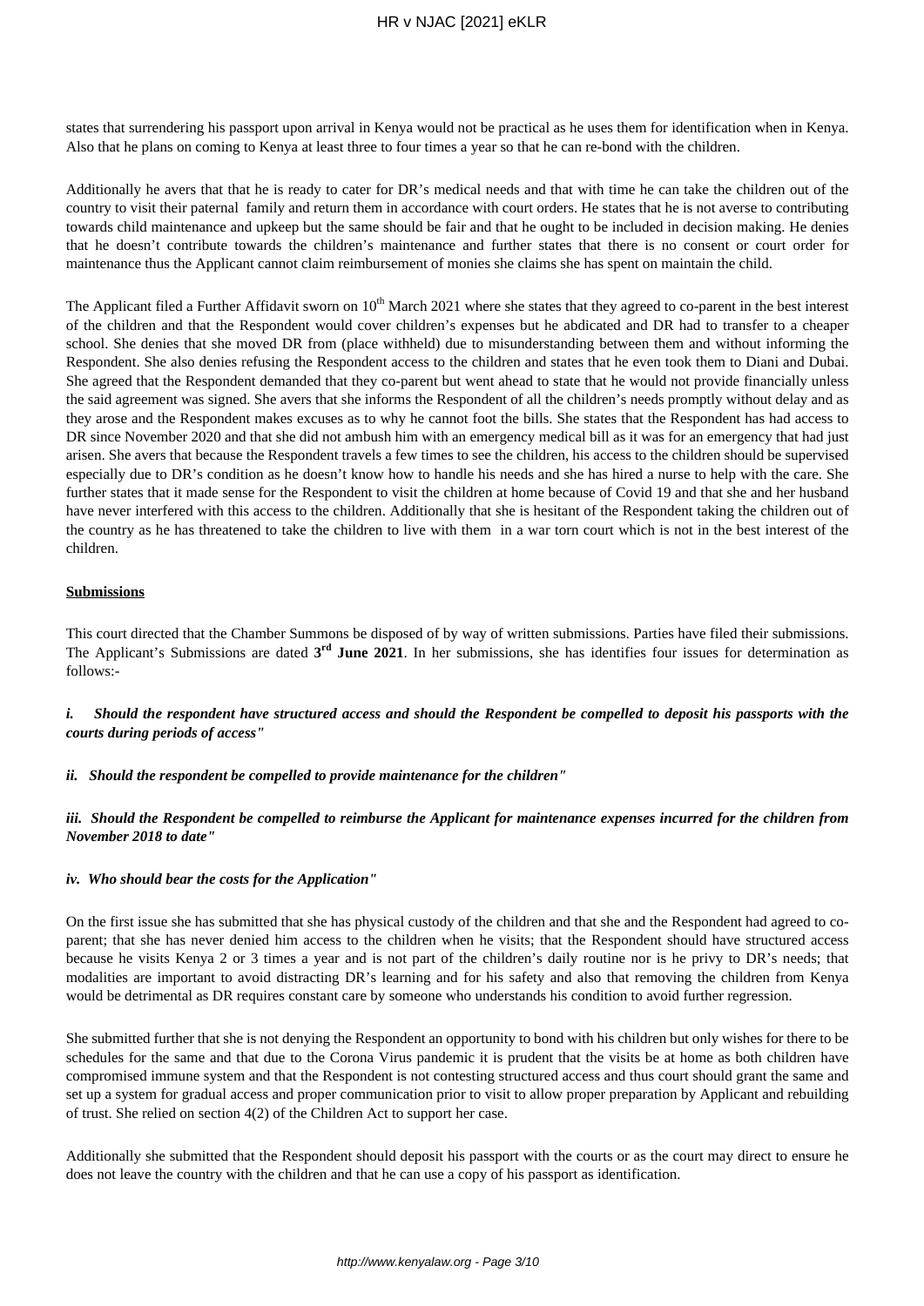states that surrendering his passport upon arrival in Kenya would not be practical as he uses them for identification when in Kenya. Also that he plans on coming to Kenya at least three to four times a year so that he can re-bond with the children.

Additionally he avers that that he is ready to cater for DR's medical needs and that with time he can take the children out of the country to visit their paternal family and return them in accordance with court orders. He states that he is not averse to contributing towards child maintenance and upkeep but the same should be fair and that he ought to be included in decision making. He denies that he doesn't contribute towards the children's maintenance and further states that there is no consent or court order for maintenance thus the Applicant cannot claim reimbursement of monies she claims she has spent on maintain the child.

The Applicant filed a Further Affidavit sworn on 10th March 2021 where she states that they agreed to co-parent in the best interest of the children and that the Respondent would cover children's expenses but he abdicated and DR had to transfer to a cheaper school. She denies that she moved DR from (place withheld) due to misunderstanding between them and without informing the Respondent. She also denies refusing the Respondent access to the children and states that he even took them to Diani and Dubai. She agreed that the Respondent demanded that they co-parent but went ahead to state that he would not provide financially unless the said agreement was signed. She avers that she informs the Respondent of all the children's needs promptly without delay and as they arose and the Respondent makes excuses as to why he cannot foot the bills. She states that the Respondent has had access to DR since November 2020 and that she did not ambush him with an emergency medical bill as it was for an emergency that had just arisen. She avers that because the Respondent travels a few times to see the children, his access to the children should be supervised especially due to DR's condition as he doesn't know how to handle his needs and she has hired a nurse to help with the care. She further states that it made sense for the Respondent to visit the children at home because of Covid 19 and that she and her husband have never interfered with this access to the children. Additionally that she is hesitant of the Respondent taking the children out of the country as he has threatened to take the children to live with them in a war torn court which is not in the best interest of the children.

**Submissions**

This court directed that the Chamber Summons be disposed of by way of written submissions. Parties have filed their submissions. The Applicant's Submissions are dated **3rd June 2021**. In her submissions, she has identifies four issues for determination as follows:-

***i. Should the respondent have structured access and should the Respondent be compelled to deposit his passports with the courts during periods of access"***

***ii. Should the respondent be compelled to provide maintenance for the children"***

***iii. Should the Respondent be compelled to reimburse the Applicant for maintenance expenses incurred for the children from November 2018 to date"***

***iv. Who should bear the costs for the Application"***

On the first issue she has submitted that she has physical custody of the children and that she and the Respondent had agreed to co-parent; that she has never denied him access to the children when he visits; that the Respondent should have structured access because he visits Kenya 2 or 3 times a year and is not part of the children's daily routine nor is he privy to DR's needs; that modalities are important to avoid distracting DR's learning and for his safety and also that removing the children from Kenya would be detrimental as DR requires constant care by someone who understands his condition to avoid further regression.

She submitted further that she is not denying the Respondent an opportunity to bond with his children but only wishes for there to be schedules for the same and that due to the Corona Virus pandemic it is prudent that the visits be at home as both children have compromised immune system and that the Respondent is not contesting structured access and thus court should grant the same and set up a system for gradual access and proper communication prior to visit to allow proper preparation by Applicant and rebuilding of trust. She relied on section 4(2) of the Children Act to support her case.

Additionally she submitted that the Respondent should deposit his passport with the courts or as the court may direct to ensure he does not leave the country with the children and that he can use a copy of his passport as identification.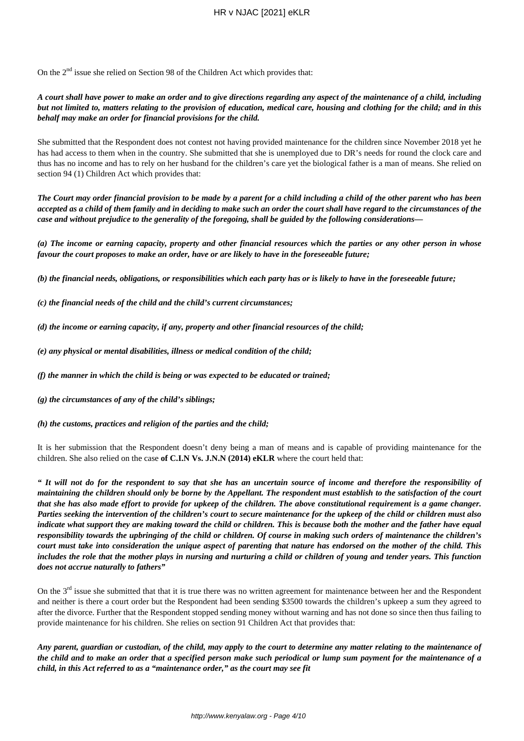On the 2[nd] issue she relied on Section 98 of the Children Act which provides that:

***A court shall have power to make an order and to give directions regarding any aspect of the maintenance of a child, including but not limited to, matters relating to the provision of education, medical care, housing and clothing for the child; and in this behalf may make an order for financial provisions for the child.***

She submitted that the Respondent does not contest not having provided maintenance for the children since November 2018 yet he has had access to them when in the country. She submitted that she is unemployed due to DR's needs for round the clock care and thus has no income and has to rely on her husband for the children's care yet the biological father is a man of means. She relied on section 94 (1) Children Act which provides that:

***The Court may order financial provision to be made by a parent for a child including a child of the other parent who has been accepted as a child of them family and in deciding to make such an order the court shall have regard to the circumstances of the case and without prejudice to the generality of the foregoing, shall be guided by the following considerations—***

***(a) The income or earning capacity, property and other financial resources which the parties or any other person in whose favour the court proposes to make an order, have or are likely to have in the foreseeable future;***

***(b) the financial needs, obligations, or responsibilities which each party has or is likely to have in the foreseeable future;***

***(c) the financial needs of the child and the child's current circumstances;***

***(d) the income or earning capacity, if any, property and other financial resources of the child;***

***(e) any physical or mental disabilities, illness or medical condition of the child;***

***(f) the manner in which the child is being or was expected to be educated or trained;***

***(g) the circumstances of any of the child's siblings;***

***(h) the customs, practices and religion of the parties and the child;***

It is her submission that the Respondent doesn't deny being a man of means and is capable of providing maintenance for the children. She also relied on the case **of C.I.N Vs. J.N.N (2014) eKLR** where the court held that:

***" It will not do for the respondent to say that she has an uncertain source of income and therefore the responsibility of maintaining the children should only be borne by the Appellant. The respondent must establish to the satisfaction of the court that she has also made effort to provide for upkeep of the children. The above constitutional requirement is a game changer. Parties seeking the intervention of the children's court to secure maintenance for the upkeep of the child or children must also indicate what support they are making toward the child or children. This is because both the mother and the father have equal responsibility towards the upbringing of the child or children. Of course in making such orders of maintenance the children's court must take into consideration the unique aspect of parenting that nature has endorsed on the mother of the child. This includes the role that the mother plays in nursing and nurturing a child or children of young and tender years. This function does not accrue naturally to fathers"***

On the 3[rd] issue she submitted that that it is true there was no written agreement for maintenance between her and the Respondent and neither is there a court order but the Respondent had been sending $3500 towards the children's upkeep a sum they agreed to after the divorce. Further that the Respondent stopped sending money without warning and has not done so since then thus failing to provide maintenance for his children. She relies on section 91 Children Act that provides that:

***Any parent, guardian or custodian, of the child, may apply to the court to determine any matter relating to the maintenance of the child and to make an order that a specified person make such periodical or lump sum payment for the maintenance of a child, in this Act referred to as a "maintenance order," as the court may see fit***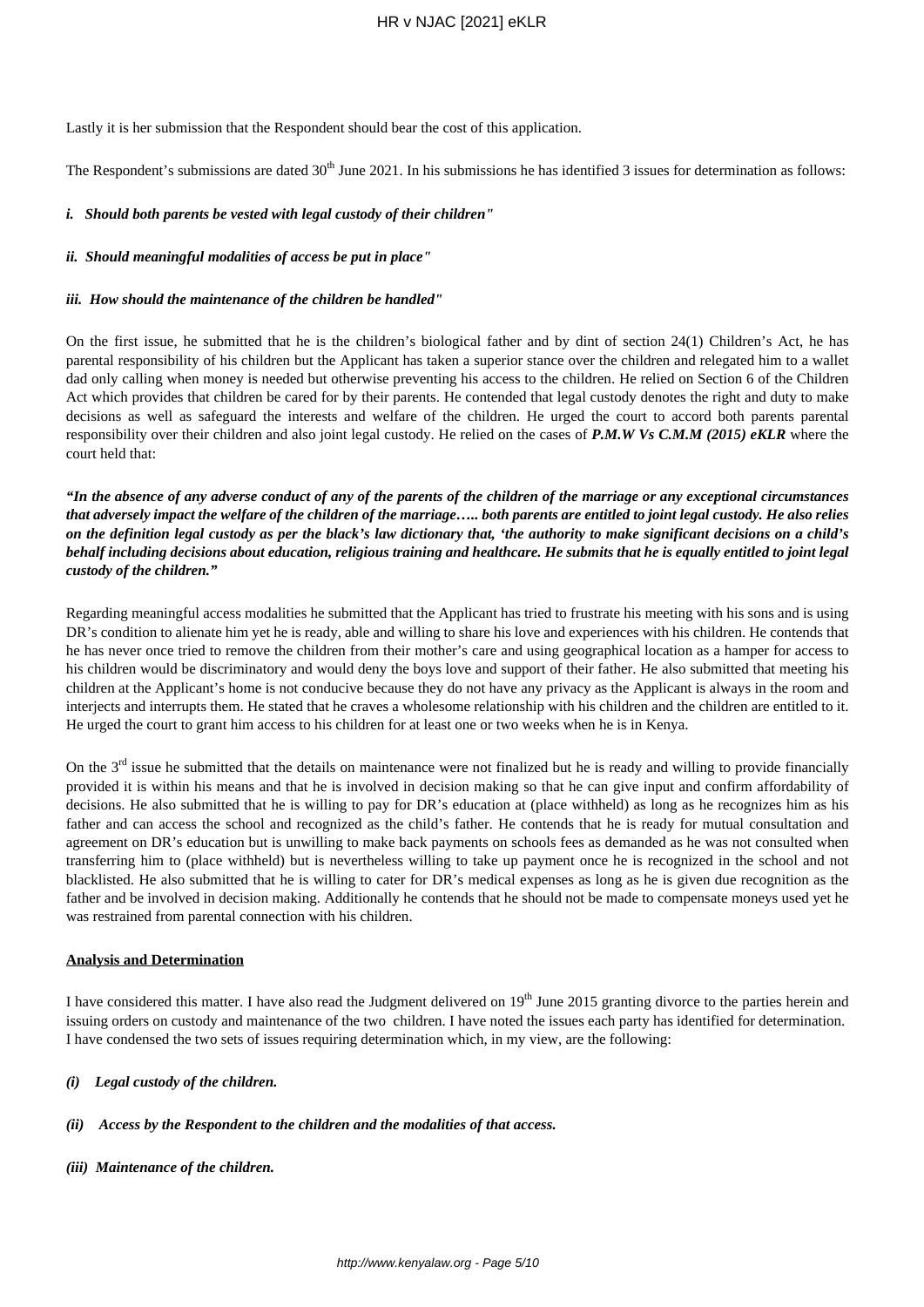Lastly it is her submission that the Respondent should bear the cost of this application.

The Respondent's submissions are dated 30th June 2021. In his submissions he has identified 3 issues for determination as follows:

***i. Should both parents be vested with legal custody of their children"***

***ii. Should meaningful modalities of access be put in place"***

***iii. How should the maintenance of the children be handled"***

On the first issue, he submitted that he is the children's biological father and by dint of section 24(1) Children's Act, he has parental responsibility of his children but the Applicant has taken a superior stance over the children and relegated him to a wallet dad only calling when money is needed but otherwise preventing his access to the children. He relied on Section 6 of the Children Act which provides that children be cared for by their parents. He contended that legal custody denotes the right and duty to make decisions as well as safeguard the interests and welfare of the children. He urged the court to accord both parents parental responsibility over their children and also joint legal custody. He relied on the cases of ***P.M.W Vs C.M.M (2015) eKLR*** where the court held that:

***"In the absence of any adverse conduct of any of the parents of the children of the marriage or any exceptional circumstances that adversely impact the welfare of the children of the marriage….. both parents are entitled to joint legal custody. He also relies on the definition legal custody as per the black's law dictionary that, 'the authority to make significant decisions on a child's behalf including decisions about education, religious training and healthcare. He submits that he is equally entitled to joint legal custody of the children."***

Regarding meaningful access modalities he submitted that the Applicant has tried to frustrate his meeting with his sons and is using DR's condition to alienate him yet he is ready, able and willing to share his love and experiences with his children. He contends that he has never once tried to remove the children from their mother's care and using geographical location as a hamper for access to his children would be discriminatory and would deny the boys love and support of their father. He also submitted that meeting his children at the Applicant's home is not conducive because they do not have any privacy as the Applicant is always in the room and interjects and interrupts them. He stated that he craves a wholesome relationship with his children and the children are entitled to it. He urged the court to grant him access to his children for at least one or two weeks when he is in Kenya.

On the 3rd issue he submitted that the details on maintenance were not finalized but he is ready and willing to provide financially provided it is within his means and that he is involved in decision making so that he can give input and confirm affordability of decisions. He also submitted that he is willing to pay for DR's education at (place withheld) as long as he recognizes him as his father and can access the school and recognized as the child's father. He contends that he is ready for mutual consultation and agreement on DR's education but is unwilling to make back payments on schools fees as demanded as he was not consulted when transferring him to (place withheld) but is nevertheless willing to take up payment once he is recognized in the school and not blacklisted. He also submitted that he is willing to cater for DR's medical expenses as long as he is given due recognition as the father and be involved in decision making. Additionally he contends that he should not be made to compensate moneys used yet he was restrained from parental connection with his children.

**Analysis and Determination**

I have considered this matter. I have also read the Judgment delivered on 19th June 2015 granting divorce to the parties herein and issuing orders on custody and maintenance of the two children. I have noted the issues each party has identified for determination. I have condensed the two sets of issues requiring determination which, in my view, are the following:

***(i) Legal custody of the children.***

***(ii) Access by the Respondent to the children and the modalities of that access.***

***(iii) Maintenance of the children.***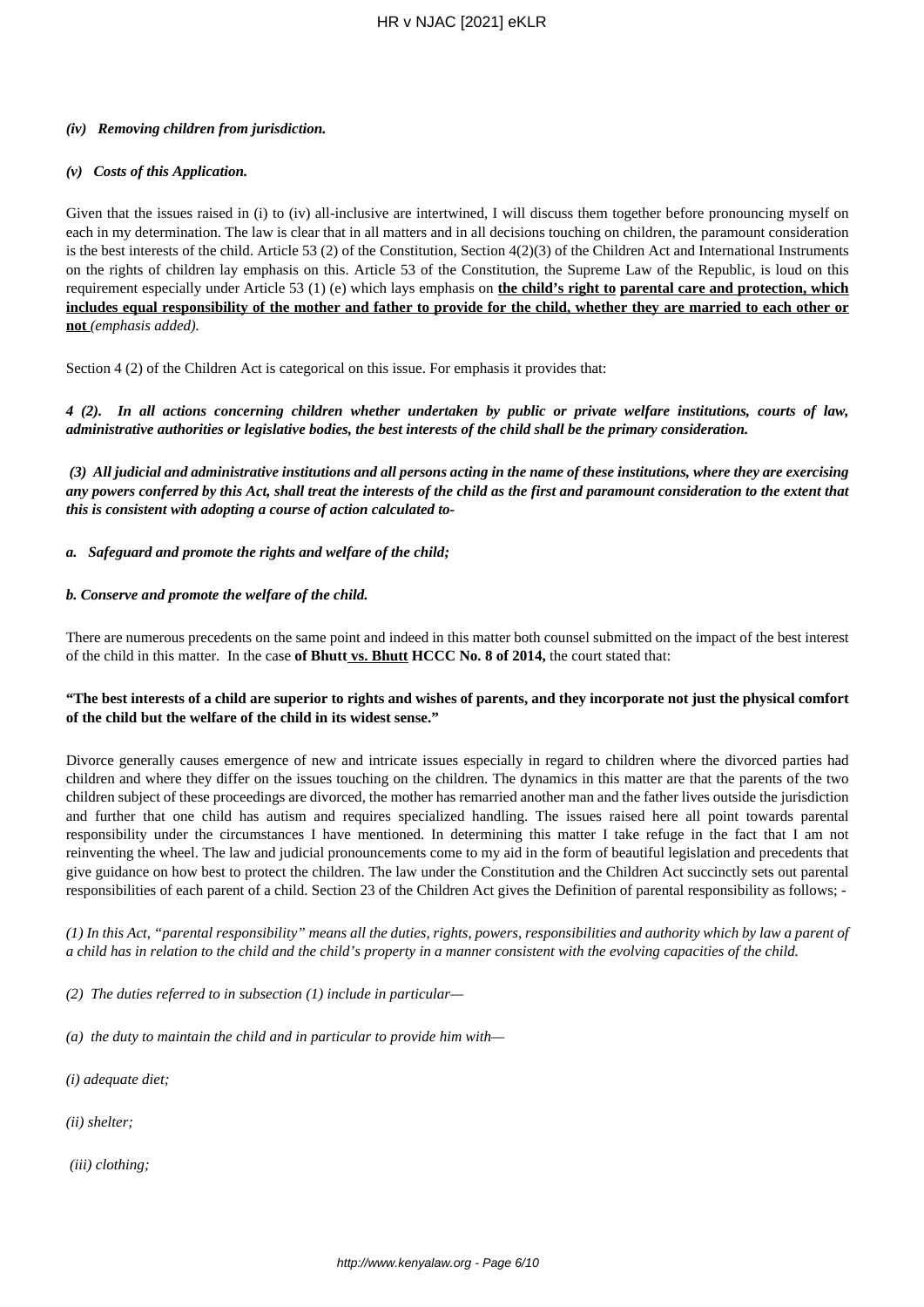***(iv) Removing children from jurisdiction.***

***(v) Costs of this Application.***

Given that the issues raised in (i) to (iv) all-inclusive are intertwined, I will discuss them together before pronouncing myself on each in my determination. The law is clear that in all matters and in all decisions touching on children, the paramount consideration is the best interests of the child. Article 53 (2) of the Constitution, Section 4(2)(3) of the Children Act and International Instruments on the rights of children lay emphasis on this. Article 53 of the Constitution, the Supreme Law of the Republic, is loud on this requirement especially under Article 53 (1) (e) which lays emphasis on **<u>the child's right to</u>** **<u>parental care and protection, which includes equal responsibility of the mother and father to provide for the child, whether they are married to each other or not</u>** *(emphasis added).*

Section 4 (2) of the Children Act is categorical on this issue. For emphasis it provides that:

***4 (2). In all actions concerning children whether undertaken by public or private welfare institutions, courts of law, administrative authorities or legislative bodies, the best interests of the child shall be the primary consideration.***

***(3) All judicial and administrative institutions and all persons acting in the name of these institutions, where they are exercising any powers conferred by this Act, shall treat the interests of the child as the first and paramount consideration to the extent that this is consistent with adopting a course of action calculated to-***

***a. Safeguard and promote the rights and welfare of the child;***

***b. Conserve and promote the welfare of the child.***

There are numerous precedents on the same point and indeed in this matter both counsel submitted on the impact of the best interest of the child in this matter. In the case **of Bhutt <u>vs. Bhutt</u> HCCC No. 8 of 2014,** the court stated that:

**"The best interests of a child are superior to rights and wishes of parents, and they incorporate not just the physical comfort of the child but the welfare of the child in its widest sense."**

Divorce generally causes emergence of new and intricate issues especially in regard to children where the divorced parties had children and where they differ on the issues touching on the children. The dynamics in this matter are that the parents of the two children subject of these proceedings are divorced, the mother has remarried another man and the father lives outside the jurisdiction and further that one child has autism and requires specialized handling. The issues raised here all point towards parental responsibility under the circumstances I have mentioned. In determining this matter I take refuge in the fact that I am not reinventing the wheel. The law and judicial pronouncements come to my aid in the form of beautiful legislation and precedents that give guidance on how best to protect the children. The law under the Constitution and the Children Act succinctly sets out parental responsibilities of each parent of a child. Section 23 of the Children Act gives the Definition of parental responsibility as follows; -

*(1) In this Act, "parental responsibility" means all the duties, rights, powers, responsibilities and authority which by law a parent of a child has in relation to the child and the child's property in a manner consistent with the evolving capacities of the child.*

*(2) The duties referred to in subsection (1) include in particular—*

*(a) the duty to maintain the child and in particular to provide him with—*

*(i) adequate diet;*

*(ii) shelter;*

*(iii) clothing;*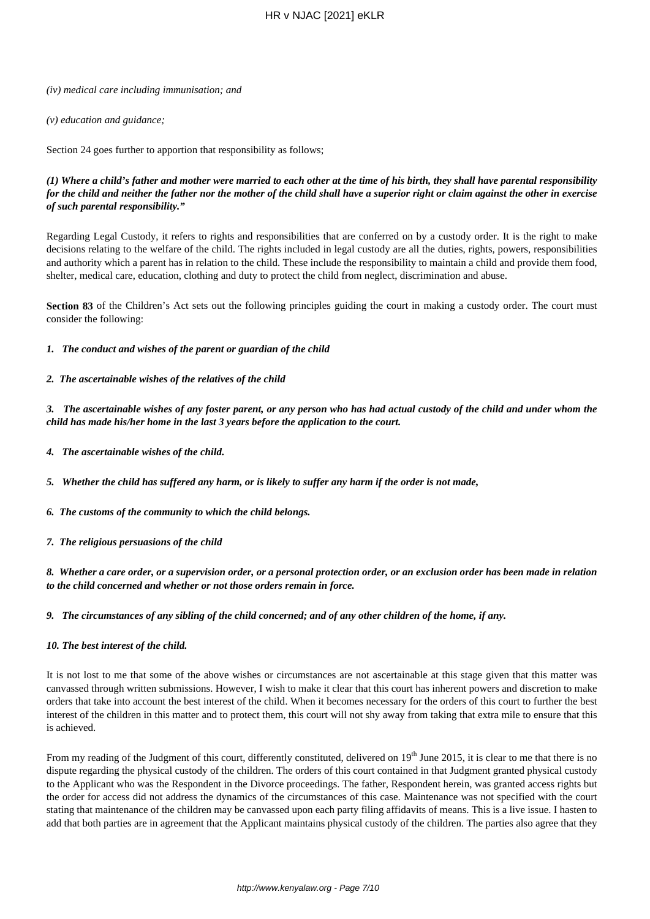*(iv) medical care including immunisation; and*

*(v) education and guidance;*

Section 24 goes further to apportion that responsibility as follows;

***(1) Where a child's father and mother were married to each other at the time of his birth, they shall have parental responsibility for the child and neither the father nor the mother of the child shall have a superior right or claim against the other in exercise of such parental responsibility."***

Regarding Legal Custody, it refers to rights and responsibilities that are conferred on by a custody order. It is the right to make decisions relating to the welfare of the child. The rights included in legal custody are all the duties, rights, powers, responsibilities and authority which a parent has in relation to the child. These include the responsibility to maintain a child and provide them food, shelter, medical care, education, clothing and duty to protect the child from neglect, discrimination and abuse.

**Section 83** of the Children's Act sets out the following principles guiding the court in making a custody order. The court must consider the following:

***1. The conduct and wishes of the parent or guardian of the child***

***2. The ascertainable wishes of the relatives of the child***

***3. The ascertainable wishes of any foster parent, or any person who has had actual custody of the child and under whom the child has made his/her home in the last 3 years before the application to the court.***

***4. The ascertainable wishes of the child.***

***5. Whether the child has suffered any harm, or is likely to suffer any harm if the order is not made,***

***6. The customs of the community to which the child belongs.***

***7. The religious persuasions of the child***

***8. Whether a care order, or a supervision order, or a personal protection order, or an exclusion order has been made in relation to the child concerned and whether or not those orders remain in force.***

***9. The circumstances of any sibling of the child concerned; and of any other children of the home, if any.***

***10. The best interest of the child.***

It is not lost to me that some of the above wishes or circumstances are not ascertainable at this stage given that this matter was canvassed through written submissions. However, I wish to make it clear that this court has inherent powers and discretion to make orders that take into account the best interest of the child. When it becomes necessary for the orders of this court to further the best interest of the children in this matter and to protect them, this court will not shy away from taking that extra mile to ensure that this is achieved.

From my reading of the Judgment of this court, differently constituted, delivered on 19th June 2015, it is clear to me that there is no dispute regarding the physical custody of the children. The orders of this court contained in that Judgment granted physical custody to the Applicant who was the Respondent in the Divorce proceedings. The father, Respondent herein, was granted access rights but the order for access did not address the dynamics of the circumstances of this case. Maintenance was not specified with the court stating that maintenance of the children may be canvassed upon each party filing affidavits of means. This is a live issue. I hasten to add that both parties are in agreement that the Applicant maintains physical custody of the children. The parties also agree that they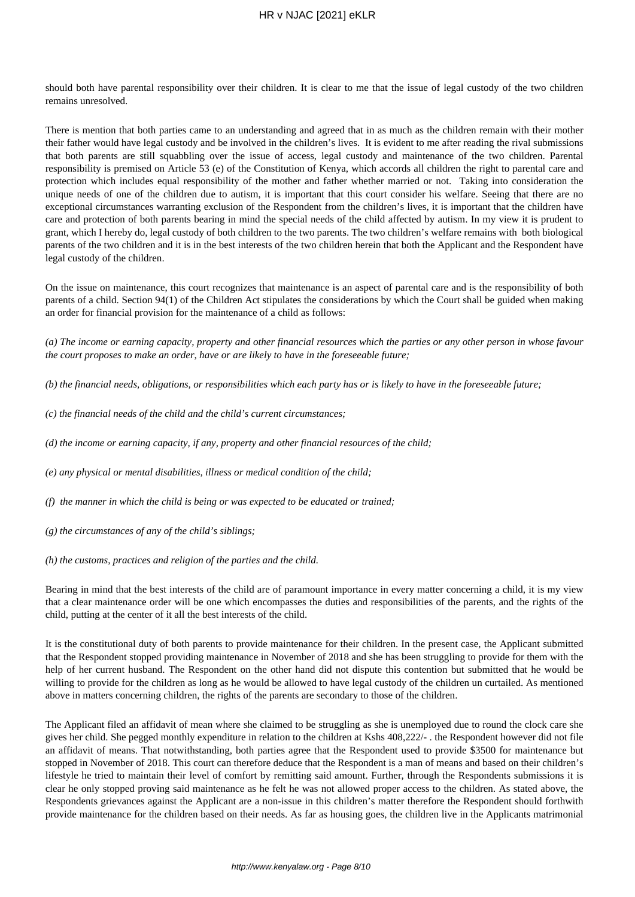should both have parental responsibility over their children. It is clear to me that the issue of legal custody of the two children remains unresolved.

There is mention that both parties came to an understanding and agreed that in as much as the children remain with their mother their father would have legal custody and be involved in the children's lives. It is evident to me after reading the rival submissions that both parents are still squabbling over the issue of access, legal custody and maintenance of the two children. Parental responsibility is premised on Article 53 (e) of the Constitution of Kenya, which accords all children the right to parental care and protection which includes equal responsibility of the mother and father whether married or not. Taking into consideration the unique needs of one of the children due to autism, it is important that this court consider his welfare. Seeing that there are no exceptional circumstances warranting exclusion of the Respondent from the children's lives, it is important that the children have care and protection of both parents bearing in mind the special needs of the child affected by autism. In my view it is prudent to grant, which I hereby do, legal custody of both children to the two parents. The two children's welfare remains with both biological parents of the two children and it is in the best interests of the two children herein that both the Applicant and the Respondent have legal custody of the children.

On the issue on maintenance, this court recognizes that maintenance is an aspect of parental care and is the responsibility of both parents of a child. Section 94(1) of the Children Act stipulates the considerations by which the Court shall be guided when making an order for financial provision for the maintenance of a child as follows:

*(a) The income or earning capacity, property and other financial resources which the parties or any other person in whose favour the court proposes to make an order, have or are likely to have in the foreseeable future;*

*(b) the financial needs, obligations, or responsibilities which each party has or is likely to have in the foreseeable future;*

*(c) the financial needs of the child and the child's current circumstances;*

*(d) the income or earning capacity, if any, property and other financial resources of the child;*

*(e) any physical or mental disabilities, illness or medical condition of the child;*

*(f) the manner in which the child is being or was expected to be educated or trained;*

*(g) the circumstances of any of the child's siblings;*

*(h) the customs, practices and religion of the parties and the child.*

Bearing in mind that the best interests of the child are of paramount importance in every matter concerning a child, it is my view that a clear maintenance order will be one which encompasses the duties and responsibilities of the parents, and the rights of the child, putting at the center of it all the best interests of the child.

It is the constitutional duty of both parents to provide maintenance for their children. In the present case, the Applicant submitted that the Respondent stopped providing maintenance in November of 2018 and she has been struggling to provide for them with the help of her current husband. The Respondent on the other hand did not dispute this contention but submitted that he would be willing to provide for the children as long as he would be allowed to have legal custody of the children un curtailed. As mentioned above in matters concerning children, the rights of the parents are secondary to those of the children.

The Applicant filed an affidavit of mean where she claimed to be struggling as she is unemployed due to round the clock care she gives her child. She pegged monthly expenditure in relation to the children at Kshs 408,222/- . the Respondent however did not file an affidavit of means. That notwithstanding, both parties agree that the Respondent used to provide $3500 for maintenance but stopped in November of 2018. This court can therefore deduce that the Respondent is a man of means and based on their children's lifestyle he tried to maintain their level of comfort by remitting said amount. Further, through the Respondents submissions it is clear he only stopped proving said maintenance as he felt he was not allowed proper access to the children. As stated above, the Respondents grievances against the Applicant are a non-issue in this children's matter therefore the Respondent should forthwith provide maintenance for the children based on their needs. As far as housing goes, the children live in the Applicants matrimonial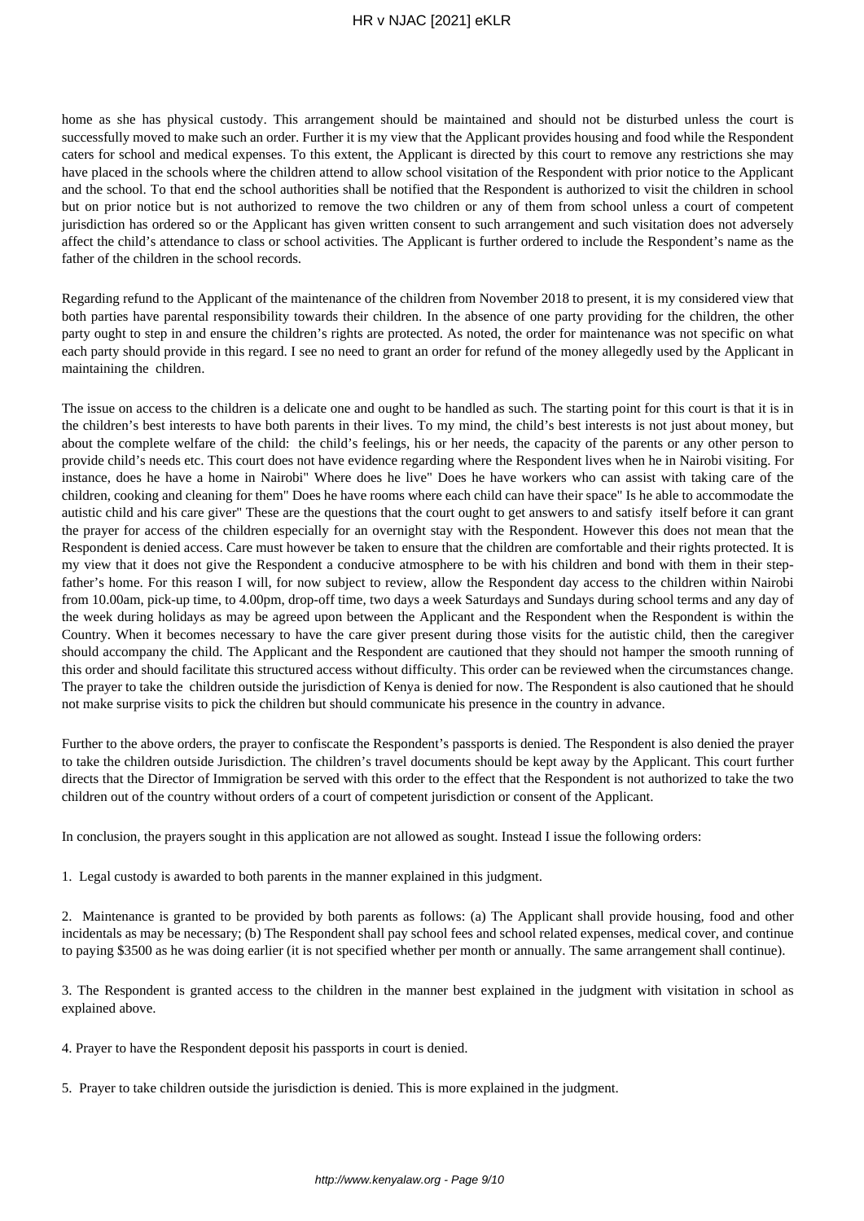home as she has physical custody. This arrangement should be maintained and should not be disturbed unless the court is successfully moved to make such an order. Further it is my view that the Applicant provides housing and food while the Respondent caters for school and medical expenses. To this extent, the Applicant is directed by this court to remove any restrictions she may have placed in the schools where the children attend to allow school visitation of the Respondent with prior notice to the Applicant and the school. To that end the school authorities shall be notified that the Respondent is authorized to visit the children in school but on prior notice but is not authorized to remove the two children or any of them from school unless a court of competent jurisdiction has ordered so or the Applicant has given written consent to such arrangement and such visitation does not adversely affect the child's attendance to class or school activities. The Applicant is further ordered to include the Respondent's name as the father of the children in the school records.

Regarding refund to the Applicant of the maintenance of the children from November 2018 to present, it is my considered view that both parties have parental responsibility towards their children. In the absence of one party providing for the children, the other party ought to step in and ensure the children's rights are protected. As noted, the order for maintenance was not specific on what each party should provide in this regard. I see no need to grant an order for refund of the money allegedly used by the Applicant in maintaining the children.

The issue on access to the children is a delicate one and ought to be handled as such. The starting point for this court is that it is in the children's best interests to have both parents in their lives. To my mind, the child's best interests is not just about money, but about the complete welfare of the child: the child's feelings, his or her needs, the capacity of the parents or any other person to provide child's needs etc. This court does not have evidence regarding where the Respondent lives when he in Nairobi visiting. For instance, does he have a home in Nairobi" Where does he live" Does he have workers who can assist with taking care of the children, cooking and cleaning for them" Does he have rooms where each child can have their space" Is he able to accommodate the autistic child and his care giver" These are the questions that the court ought to get answers to and satisfy itself before it can grant the prayer for access of the children especially for an overnight stay with the Respondent. However this does not mean that the Respondent is denied access. Care must however be taken to ensure that the children are comfortable and their rights protected. It is my view that it does not give the Respondent a conducive atmosphere to be with his children and bond with them in their step-father's home. For this reason I will, for now subject to review, allow the Respondent day access to the children within Nairobi from 10.00am, pick-up time, to 4.00pm, drop-off time, two days a week Saturdays and Sundays during school terms and any day of the week during holidays as may be agreed upon between the Applicant and the Respondent when the Respondent is within the Country. When it becomes necessary to have the care giver present during those visits for the autistic child, then the caregiver should accompany the child. The Applicant and the Respondent are cautioned that they should not hamper the smooth running of this order and should facilitate this structured access without difficulty. This order can be reviewed when the circumstances change. The prayer to take the children outside the jurisdiction of Kenya is denied for now. The Respondent is also cautioned that he should not make surprise visits to pick the children but should communicate his presence in the country in advance.

Further to the above orders, the prayer to confiscate the Respondent's passports is denied. The Respondent is also denied the prayer to take the children outside Jurisdiction. The children's travel documents should be kept away by the Applicant. This court further directs that the Director of Immigration be served with this order to the effect that the Respondent is not authorized to take the two children out of the country without orders of a court of competent jurisdiction or consent of the Applicant.

In conclusion, the prayers sought in this application are not allowed as sought. Instead I issue the following orders:

1. Legal custody is awarded to both parents in the manner explained in this judgment.

2. Maintenance is granted to be provided by both parents as follows: (a) The Applicant shall provide housing, food and other incidentals as may be necessary; (b) The Respondent shall pay school fees and school related expenses, medical cover, and continue to paying $3500 as he was doing earlier (it is not specified whether per month or annually. The same arrangement shall continue).

3. The Respondent is granted access to the children in the manner best explained in the judgment with visitation in school as explained above.

4. Prayer to have the Respondent deposit his passports in court is denied.

5. Prayer to take children outside the jurisdiction is denied. This is more explained in the judgment.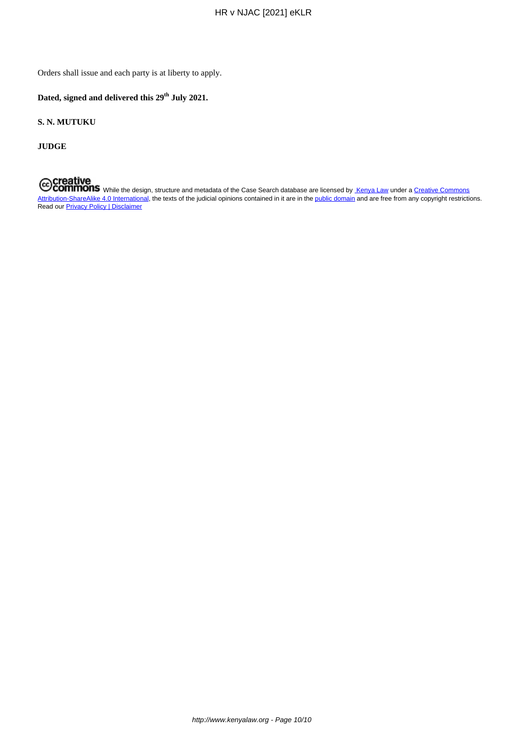Orders shall issue and each party is at liberty to apply.

**Dated, signed and delivered this 29th July 2021.**

**S. N. MUTUKU**

**JUDGE**

While the design, structure and metadata of the Case Search database are licensed by Kenya Law under a Creative Commons Attribution-ShareAlike 4.0 International, the texts of the judicial opinions contained in it are in the public domain and are free from any copyright restrictions. Read our Privacy Policy | Disclaimer